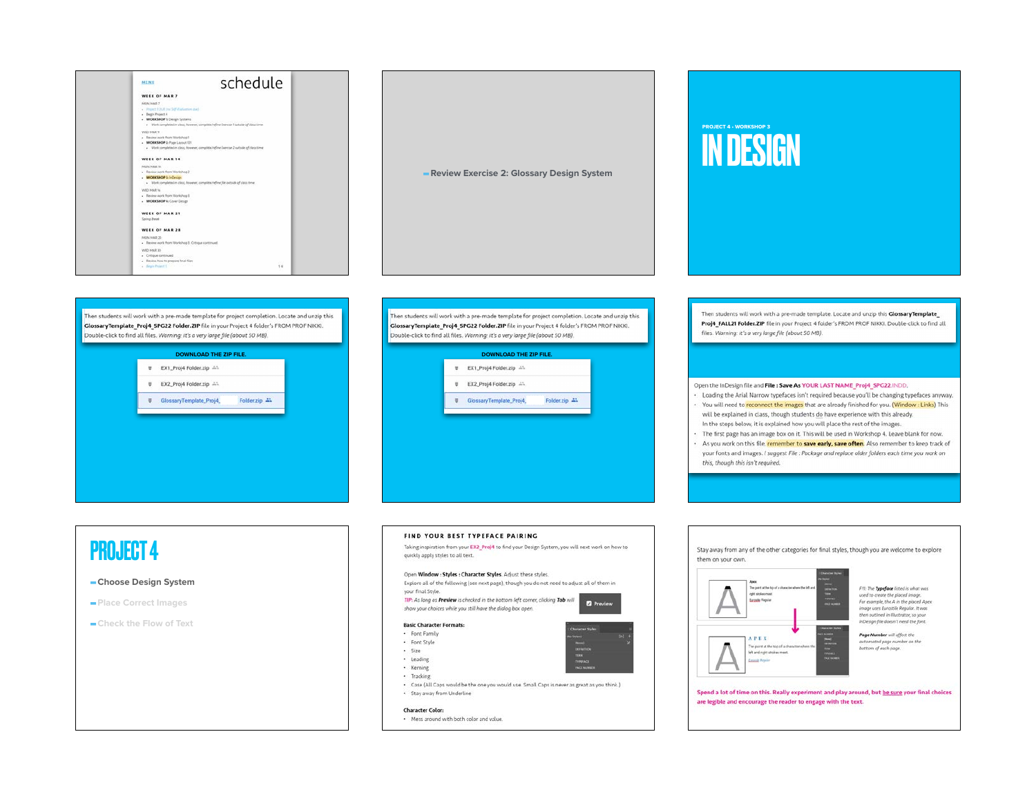MENU

# schedule

**WEEK OF MAR 7**

MON MAR 7

- Project 3 SUR (to Self Evaluation due)
- Begin Project 4
- **WORKSHOP 1:** Design Systems
  - Work completed in class, however, complete/refine Exercise 1 outside of class time

WED MAR 9

- Review work from Workshop 1
- **WORKSHOP 2:** Page Layout 101
  - Work completed in class, however, complete/refine Exercise 2 outside of class time

**WEEK OF MAR 14**

MON MAR 14

- Review work from Workshop 2
- **WORKSHOP 3:** InDesign
  - Work completed in class, however, complete/refine file outside of class time

WED MAR 16

- Review work from Workshop 3
- **WORKSHOP 4:** Cover Design

**WEEK OF MAR 21**

Spring Break

**WEEK OF MAR 28**

MON MAR 28

- Review work from Workshop 3. Critique continued.

WED MAR 30

- Critique continued
- Review how to prepare final files
- Begin Project 5

---

Review Exercise 2: Glossary Design System

---

PROJECT 4 • WORKSHOP 3

# IN DESIGN

---

Then students will work with a pre-made template for project completion. Locate and unzip this **GlossaryTemplate_Proj4_SPG22 Folder.ZIP** file in your Project 4 folder's FROM PROF NIKKI. Double-click to find all files. *Warning: it's a very large file (about 50 MB).*

**DOWNLOAD THE ZIP FILE.**

- EX1_Proj4 Folder.zip
- EX2_Proj4 Folder.zip
- GlossaryTemplate_Proj4_ Folder.zip

---

Then students will work with a pre-made template for project completion. Locate and unzip this **GlossaryTemplate_Proj4_SPG22 Folder.ZIP** file in your Project 4 folder's FROM PROF NIKKI. Double-click to find all files. *Warning: it's a very large file (about 50 MB).*

**DOWNLOAD THE ZIP FILE.**

- EX1_Proj4 Folder.zip
- EX2_Proj4 Folder.zip
- GlossaryTemplate_Proj4_ Folder.zip

---

Then students will work with a pre-made template. Locate and unzip this **GlossaryTemplate_Proj4_FALL21 Folder.ZIP** file in your Project 4 folder's FROM PROF NIKKI. Double-click to find all files. *Warning: it's a very large file (about 50 MB).*

Open the InDesign file and **File : Save As** YOUR LAST NAME_Proj4_SPG22.INDD.

- Loading the Arial Narrow typefaces isn't required because you'll be changing typefaces anyway.
- You will need to reconnect the images that are already finished for you. (Window : Links) This will be explained in class, though students do have experience with this already. In the steps below, it is explained how you will place the rest of the images.
- The first page has an image box on it. This will be used in Workshop 4. Leave blank for now.
- As you work on this file, remember to **save early, save often**. Also remember to keep track of your fonts and images. *I suggest File : Package and replace older folders each time you work on this, though this isn't required.*

---

# PROJECT 4

- Choose Design System
- Place Correct Images
- Check the Flow of Text

---

**FIND YOUR BEST TYPEFACE PAIRING**

Taking inspiration from your EX2_Proj4 to find your Design System, you will next work on how to quickly apply styles to all text.

Open **Window : Styles : Character Styles**. Adjust these styles.

Explore all of the following (see next page), though you do not need to adjust all of them in your final Style.

TIP: *As long as **Preview** is checked in the bottom left corner, clicking **Tab** will show your choices while you still have the dialog box open.*

**Basic Character Formats:**

- Font Family
- Font Style
- Size
- Leading
- Kerning
- Tracking
- Case (All Caps would be the one you would use. Small Caps is never as great as you think.)
- Stay away from Underline

**Character Color:**

- Mess around with both color and value.

---

Stay away from any of the other categories for final styles, though you are welcome to explore them on your own.

*FYI: The **Typeface** listed is what was used to create the placed image. For example, the A in the placed Apex image uses Eurostile Regular. It was then outlined in Illustrator, so your InDesign file doesn't need the font.*

***Page Number** will affect the automated page number on the bottom of each page.*

**Spend a lot of time on this. Really experiment and play around, but be sure your final choices are legible and encourage the reader to engage with the text.**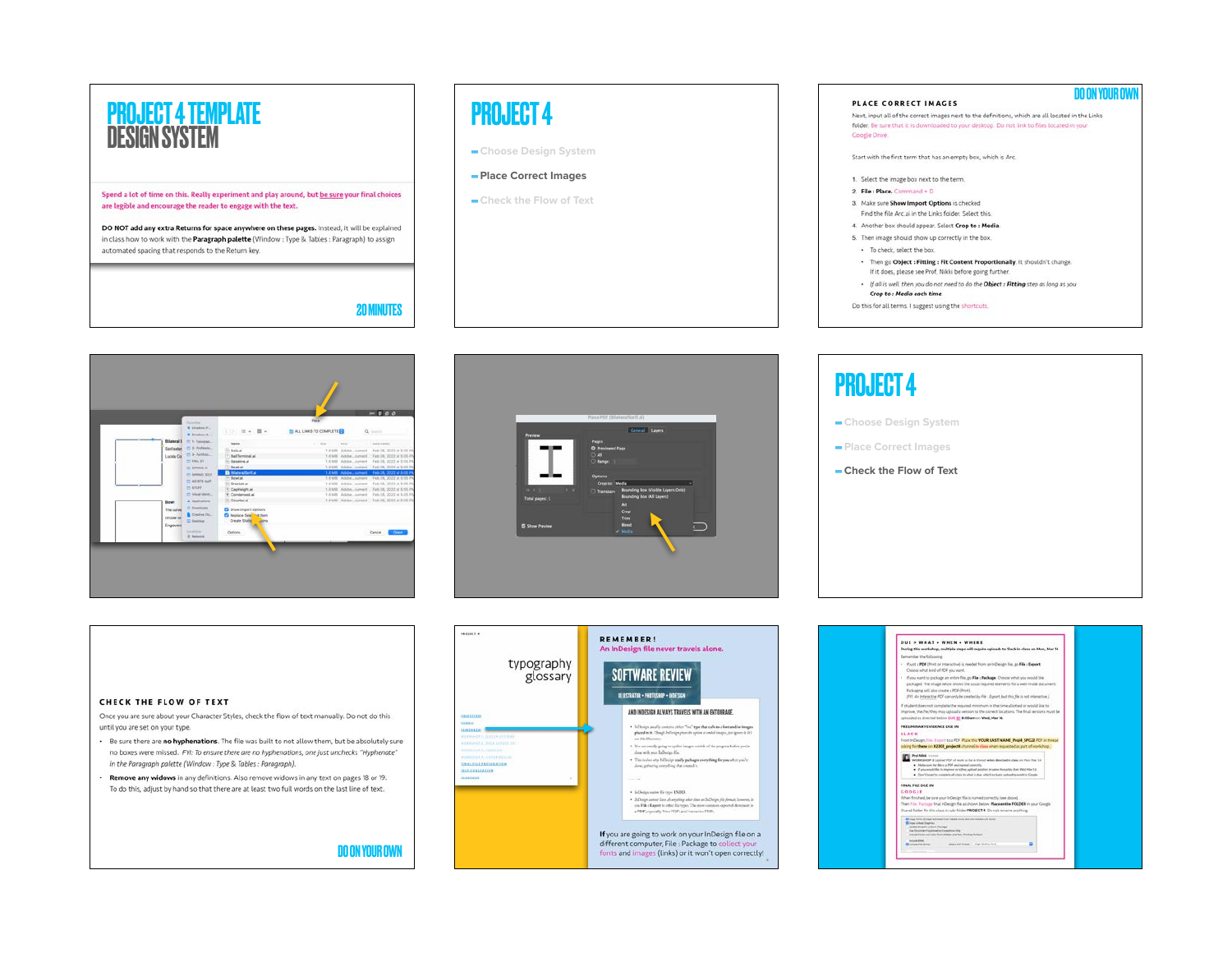# PROJECT 4 TEMPLATE DESIGN SYSTEM

Spend a lot of time on this. Really experiment and play around, but be sure your final choices are legible and encourage the reader to engage with the text.

**DO NOT add any extra Returns for space anywhere on these pages.** Instead, it will be explained in class how to work with the **Paragraph palette** (Window : Type & Tables : Paragraph) to assign automated spacing that responds to the Return key.

20 MINUTES

---

# PROJECT 4

- Choose Design System
- Place Correct Images
- Check the Flow of Text

---

DO ON YOUR OWN

## PLACE CORRECT IMAGES

Next, input all of the correct images next to the definitions, which are all located in the Links folder. Be sure that it is downloaded to your desktop. Do not link to files located in your Google Drive.

Start with the first term that has an empty box, which is Arc.

1. Select the image box next to the term.
2. **File : Place.** Command + D
3. Make sure **Show Import Options** is checked
   Find the file Arc.ai in the Links folder. Select this.
4. Another box should appear. Select **Crop to : Media**.
5. Then image should show up correctly in the box.
   - To check, select the box.
   - Then go **Object : Fitting : Fit Content Proportionally**. It shouldn't change. If it does, please see Prof. Nikki before going further.
   - *If all is well, then you do not need to do the **Object : Fitting** step as long as you **Crop to : Media each time**.*

Do this for all terms. I suggest using the shortcuts.

---

# PROJECT 4

- Choose Design System
- Place Correct Images
- Check the Flow of Text

---

## CHECK THE FLOW OF TEXT

Once you are sure about your Character Styles, check the flow of text manually. Do not do this until you are set on your type.

- Be sure there are **no hyphenations**. The file was built to not allow them, but be absolutely sure no boxes were missed. *FYI: To ensure there are no hyphenations, one just unchecks "Hyphenate" in the Paragraph palette (Window : Type & Tables : Paragraph).*
- **Remove any widows** in any definitions. Also remove widows in any text on pages 18 or 19. To do this, adjust by hand so that there are at least two full words on the last line of text.

DO ON YOUR OWN

---

## REMEMBER!

An InDesign file never travels alone.

If you are going to work on your InDesign file on a different computer, File : Package to collect your fonts and images (links) or it won't open correctly!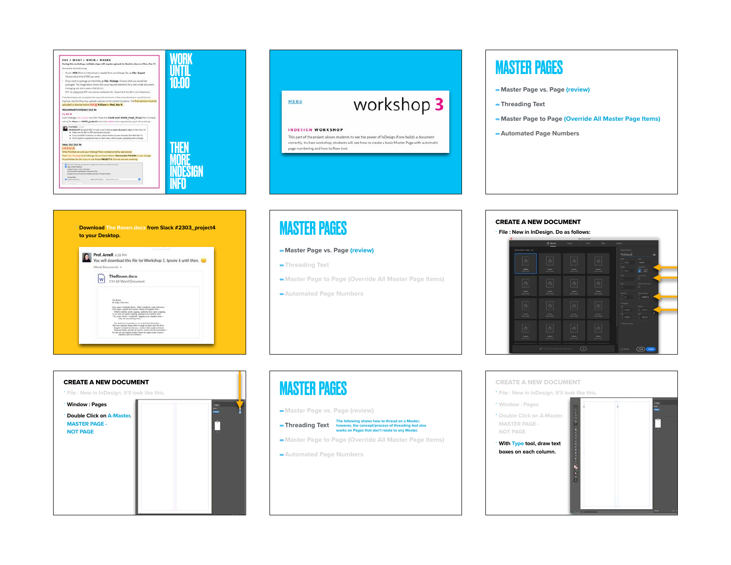WORK UNTIL 10:00

THEN MORE INDESIGN INFO

MENU

# workshop 3

INDESIGN WORKSHOP

This part of the project allows students to see the power of InDesign if one builds a document correctly. In class workshop, students will see how to create a basic Master Page with automatic page numbering and how to flow text.

# MASTER PAGES

- Master Page vs. Page (review)
- Threading Text
- Master Page to Page (Override All Master Page Items)
- Automated Page Numbers

Download The Raven.docx from Slack #2303_project4 to your Desktop.

Prof. Arnell 6:28 PM
You will download this file for Workshop 3. Ignore it until then.

TheRaven.docx
114 kB Word Document

# MASTER PAGES

- Master Page vs. Page (review)
- Threading Text
- Master Page to Page (Override All Master Page Items)
- Automated Page Numbers

## CREATE A NEW DOCUMENT

- File : New in InDesign. Do as follows:

## CREATE A NEW DOCUMENT

- File : New in InDesign. It'll look like this.
- Window : Pages
- Double Click on A-Master. MASTER PAGE - NOT PAGE

# MASTER PAGES

- Master Page vs. Page (review)
- Threading Text — The following shows how to thread on a Master; however, the concept/process of threading text also works on Pages that don't relate to any Master.
- Master Page to Page (Override All Master Page Items)
- Automated Page Numbers

## CREATE A NEW DOCUMENT

- File : New in InDesign. It'll look like this.
- Window : Pages
- Double Click on A-Master. MASTER PAGE - NOT PAGE
- With Type tool, draw text boxes on each column.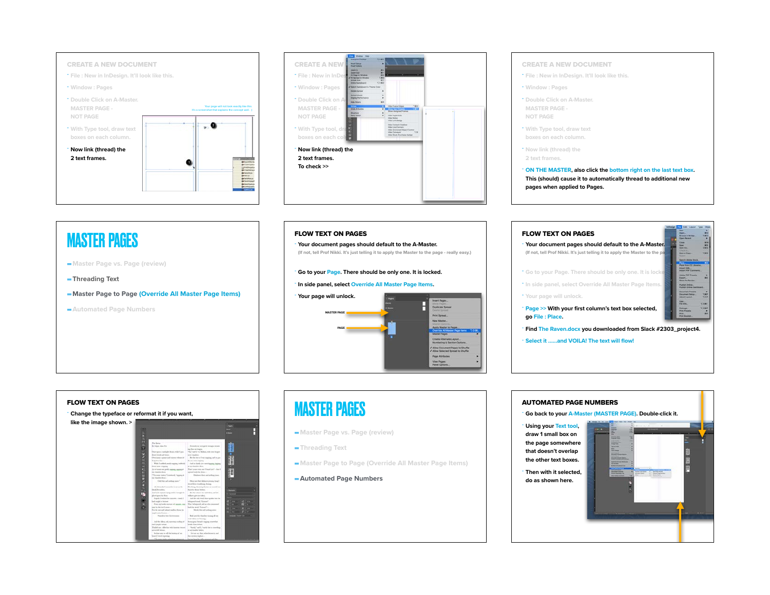## CREATE A NEW DOCUMENT

- File : New in InDesign. It'll look like this.
- Window : Pages
- Double Click on A-Master.
  MASTER PAGE -
  NOT PAGE
- With Type tool, draw text boxes on each column.
- Now link (thread) the 2 text frames.

Your page will not look exactly like this. It's a screenshot that explains the concept well. :)

## CREATE A NEW DOCUMENT

- File : New in InDesign. It'll look like this.
- Window : Pages
- Double Click on A-Master.
  MASTER PAGE -
  NOT PAGE
- With Type tool, draw text boxes on each column.
- Now link (thread) the 2 text frames.
  To check >>

## CREATE A NEW DOCUMENT

- File : New in InDesign. It'll look like this.
- Window : Pages
- Double Click on A-Master.
  MASTER PAGE -
  NOT PAGE
- With Type tool, draw text boxes on each column.
- Now link (thread) the 2 text frames.
- ON THE MASTER, also click the bottom right on the last text box. This (should) cause it to automatically thread to additional new pages when applied to Pages.

# MASTER PAGES

- Master Page vs. Page (review)
- Threading Text
- Master Page to Page (Override All Master Page Items)
- Automated Page Numbers

## FLOW TEXT ON PAGES

- Your document pages should default to the A-Master.
  (If not, tell Prof Nikki. It's just telling it to apply the Master to the page - really easy.)
- Go to your Page. There should be only one. It is locked.
- In side panel, select Override All Master Page Items.
- Your page will unlock.

MASTER PAGE

PAGE

## FLOW TEXT ON PAGES

- Your document pages should default to the A-Master.
  (If not, tell Prof Nikki. It's just telling it to apply the Master to the page - really easy.)
- Go to your Page. There should be only one. It is locked.
- In side panel, select Override All Master Page Items.
- Your page will unlock.
- Page >> With your first column's text box selected, go File : Place.
- Find The Raven.docx you downloaded from Slack #2303_project4.
- Select it ......and VOILA! The text will flow!

## FLOW TEXT ON PAGES

- Change the typeface or reformat it if you want, like the image shown. >

# MASTER PAGES

- Master Page vs. Page (review)
- Threading Text
- Master Page to Page (Override All Master Page Items)
- Automated Page Numbers

## AUTOMATED PAGE NUMBERS

- Go back to your A-Master (MASTER PAGE). Double-click it.
- Using your Text tool, draw 1 small box on the page somewhere that doesn't overlap the other text boxes.
- Then with it selected, do as shown here.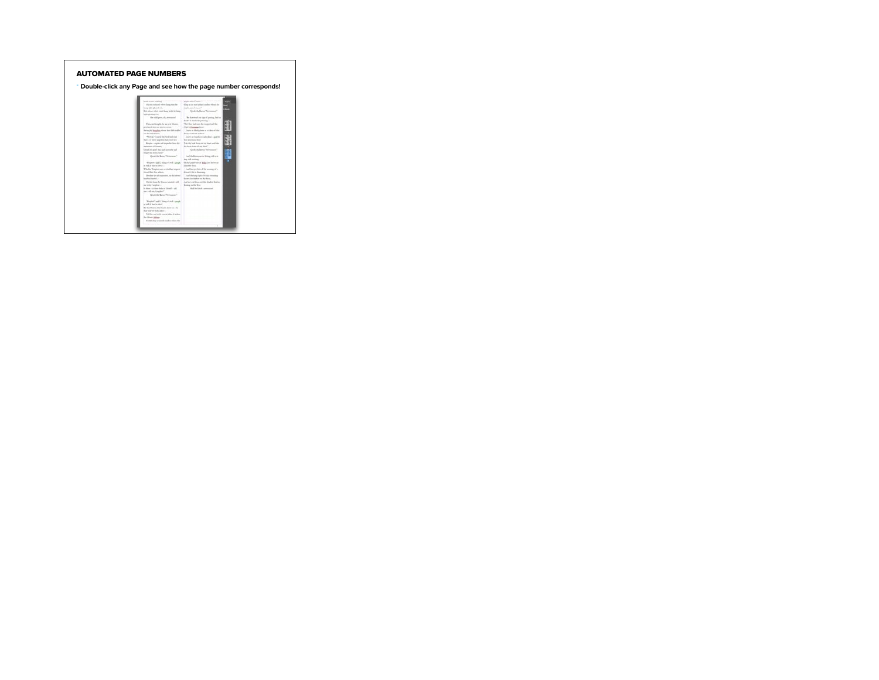## AUTOMATED PAGE NUMBERS

- Double-click any Page and see how the page number corresponds!